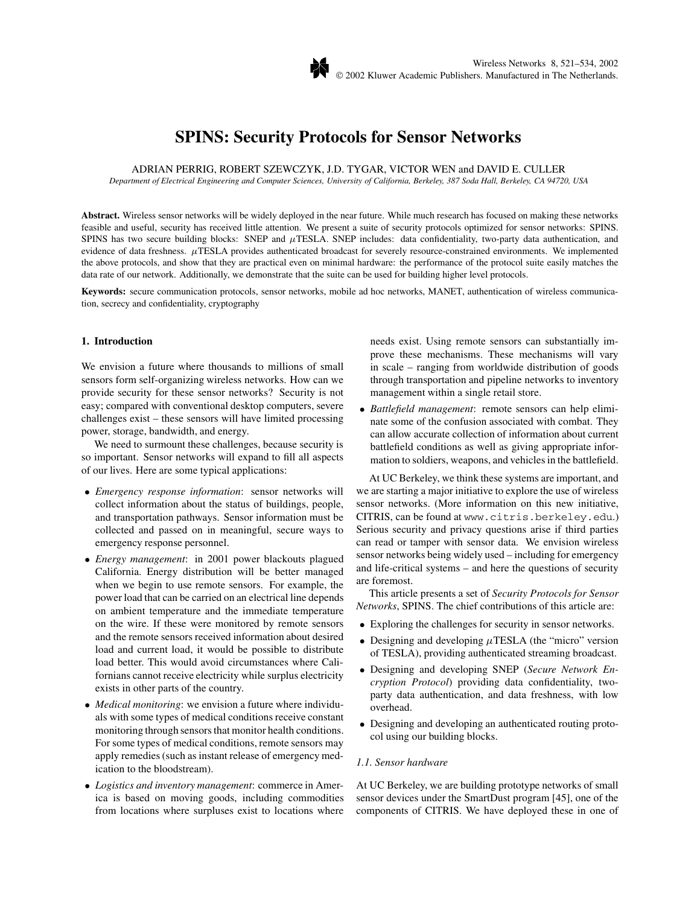# SPINS: Security Protocols for Sensor Networks

ADRIAN PERRIG, ROBERT SZEWCZYK, J.D. TYGAR, VICTOR WEN and DAVID E. CULLER

*Department of Electrical Engineering and Computer Sciences, University of California, Berkeley, 387 Soda Hall, Berkeley, CA 94720, USA*

**Abstract.** Wireless sensor networks will be widely deployed in the near future. While much research has focused on making these networks feasible and useful, security has received little attention. We present a suite of security protocols optimized for sensor networks: SPINS. SPINS has two secure building blocks: SNEP and $\mu$TESLA. SNEP includes: data confidentiality, two-party data authentication, and evidence of data freshness. $\mu$TESLA provides authenticated broadcast for severely resource-constrained environments. We implemented the above protocols, and show that they are practical even on minimal hardware: the performance of the protocol suite easily matches the data rate of our network. Additionally, we demonstrate that the suite can be used for building higher level protocols.

**Keywords:** secure communication protocols, sensor networks, mobile ad hoc networks, MANET, authentication of wireless communication, secrecy and confidentiality, cryptography

## 1. Introduction

We envision a future where thousands to millions of small sensors form self-organizing wireless networks. How can we provide security for these sensor networks? Security is not easy; compared with conventional desktop computers, severe challenges exist – these sensors will have limited processing power, storage, bandwidth, and energy.

We need to surmount these challenges, because security is so important. Sensor networks will expand to fill all aspects of our lives. Here are some typical applications:

- *Emergency response information*: sensor networks will collect information about the status of buildings, people, and transportation pathways. Sensor information must be collected and passed on in meaningful, secure ways to emergency response personnel.
- *Energy management*: in 2001 power blackouts plagued California. Energy distribution will be better managed when we begin to use remote sensors. For example, the power load that can be carried on an electrical line depends on ambient temperature and the immediate temperature on the wire. If these were monitored by remote sensors and the remote sensors received information about desired load and current load, it would be possible to distribute load better. This would avoid circumstances where Californians cannot receive electricity while surplus electricity exists in other parts of the country.
- *Medical monitoring*: we envision a future where individuals with some types of medical conditions receive constant monitoring through sensors that monitor health conditions. For some types of medical conditions, remote sensors may apply remedies (such as instant release of emergency medication to the bloodstream).
- *Logistics and inventory management*: commerce in America is based on moving goods, including commodities from locations where surpluses exist to locations where needs exist. Using remote sensors can substantially improve these mechanisms. These mechanisms will vary in scale – ranging from worldwide distribution of goods through transportation and pipeline networks to inventory management within a single retail store.
- *Battlefield management*: remote sensors can help eliminate some of the confusion associated with combat. They can allow accurate collection of information about current battlefield conditions as well as giving appropriate information to soldiers, weapons, and vehicles in the battlefield.

At UC Berkeley, we think these systems are important, and we are starting a major initiative to explore the use of wireless sensor networks. (More information on this new initiative, CITRIS, can be found at www.citris.berkeley.edu.) Serious security and privacy questions arise if third parties can read or tamper with sensor data. We envision wireless sensor networks being widely used – including for emergency and life-critical systems – and here the questions of security are foremost.

This article presents a set of *Security Protocols for Sensor Networks*, SPINS. The chief contributions of this article are:

- Exploring the challenges for security in sensor networks.
- Designing and developing $\mu$TESLA (the "micro" version of TESLA), providing authenticated streaming broadcast.
- Designing and developing SNEP (*Secure Network Encryption Protocol*) providing data confidentiality, two-party data authentication, and data freshness, with low overhead.
- Designing and developing an authenticated routing protocol using our building blocks.

### 1.1. Sensor hardware

At UC Berkeley, we are building prototype networks of small sensor devices under the SmartDust program [45], one of the components of CITRIS. We have deployed these in one of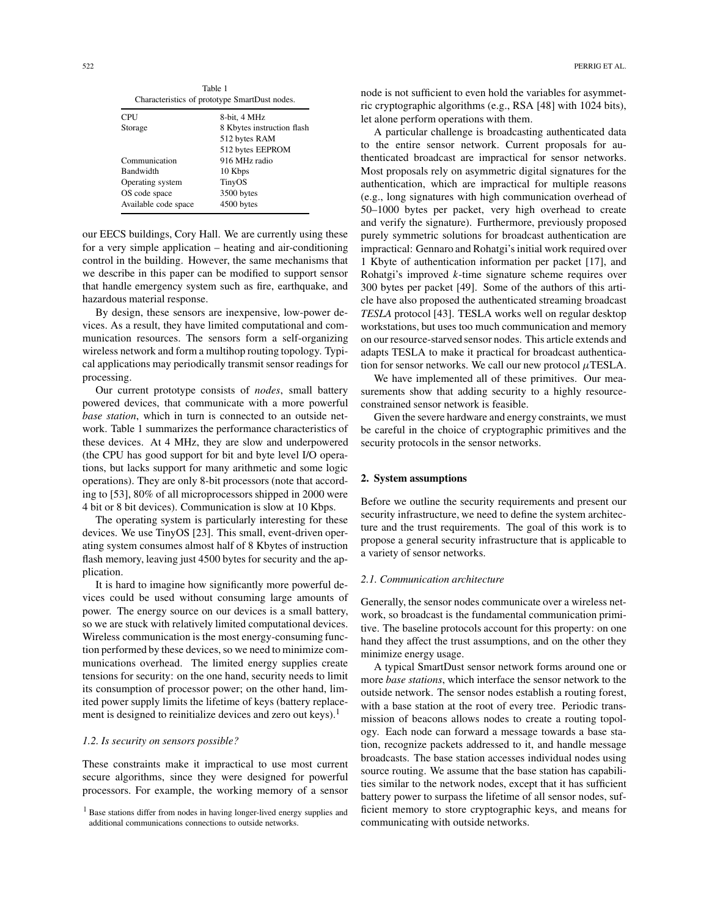Table 1
Characteristics of prototype SmartDust nodes.

| | |
|---|---|
| CPU | 8-bit, 4 MHz |
| Storage | 8 Kbytes instruction flash |
| | 512 bytes RAM |
| | 512 bytes EEPROM |
| Communication | 916 MHz radio |
| Bandwidth | 10 Kbps |
| Operating system | TinyOS |
| OS code space | 3500 bytes |
| Available code space | 4500 bytes |

our EECS buildings, Cory Hall. We are currently using these for a very simple application – heating and air-conditioning control in the building. However, the same mechanisms that we describe in this paper can be modified to support sensor that handle emergency system such as fire, earthquake, and hazardous material response.

By design, these sensors are inexpensive, low-power devices. As a result, they have limited computational and communication resources. The sensors form a self-organizing wireless network and form a multihop routing topology. Typical applications may periodically transmit sensor readings for processing.

Our current prototype consists of *nodes*, small battery powered devices, that communicate with a more powerful *base station*, which in turn is connected to an outside network. Table 1 summarizes the performance characteristics of these devices. At 4 MHz, they are slow and underpowered (the CPU has good support for bit and byte level I/O operations, but lacks support for many arithmetic and some logic operations). They are only 8-bit processors (note that according to [53], 80% of all microprocessors shipped in 2000 were 4 bit or 8 bit devices). Communication is slow at 10 Kbps.

The operating system is particularly interesting for these devices. We use TinyOS [23]. This small, event-driven operating system consumes almost half of 8 Kbytes of instruction flash memory, leaving just 4500 bytes for security and the application.

It is hard to imagine how significantly more powerful devices could be used without consuming large amounts of power. The energy source on our devices is a small battery, so we are stuck with relatively limited computational devices. Wireless communication is the most energy-consuming function performed by these devices, so we need to minimize communications overhead. The limited energy supplies create tensions for security: on the one hand, security needs to limit its consumption of processor power; on the other hand, limited power supply limits the lifetime of keys (battery replacement is designed to reinitialize devices and zero out keys).[1]

### 1.2. Is security on sensors possible?

These constraints make it impractical to use most current secure algorithms, since they were designed for powerful processors. For example, the working memory of a sensor node is not sufficient to even hold the variables for asymmetric cryptographic algorithms (e.g., RSA [48] with 1024 bits), let alone perform operations with them.

A particular challenge is broadcasting authenticated data to the entire sensor network. Current proposals for authenticated broadcast are impractical for sensor networks. Most proposals rely on asymmetric digital signatures for the authentication, which are impractical for multiple reasons (e.g., long signatures with high communication overhead of 50–1000 bytes per packet, very high overhead to create and verify the signature). Furthermore, previously proposed purely symmetric solutions for broadcast authentication are impractical: Gennaro and Rohatgi's initial work required over 1 Kbyte of authentication information per packet [17], and Rohatgi's improved $k$-time signature scheme requires over 300 bytes per packet [49]. Some of the authors of this article have also proposed the authenticated streaming broadcast *TESLA* protocol [43]. TESLA works well on regular desktop workstations, but uses too much communication and memory on our resource-starved sensor nodes. This article extends and adapts TESLA to make it practical for broadcast authentication for sensor networks. We call our new protocol $\mu$TESLA.

We have implemented all of these primitives. Our measurements show that adding security to a highly resource-constrained sensor network is feasible.

Given the severe hardware and energy constraints, we must be careful in the choice of cryptographic primitives and the security protocols in the sensor networks.

## 2. System assumptions

Before we outline the security requirements and present our security infrastructure, we need to define the system architecture and the trust requirements. The goal of this work is to propose a general security infrastructure that is applicable to a variety of sensor networks.

### 2.1. Communication architecture

Generally, the sensor nodes communicate over a wireless network, so broadcast is the fundamental communication primitive. The baseline protocols account for this property: on one hand they affect the trust assumptions, and on the other they minimize energy usage.

A typical SmartDust sensor network forms around one or more *base stations*, which interface the sensor network to the outside network. The sensor nodes establish a routing forest, with a base station at the root of every tree. Periodic transmission of beacons allows nodes to create a routing topology. Each node can forward a message towards a base station, recognize packets addressed to it, and handle message broadcasts. The base station accesses individual nodes using source routing. We assume that the base station has capabilities similar to the network nodes, except that it has sufficient battery power to surpass the lifetime of all sensor nodes, sufficient memory to store cryptographic keys, and means for communicating with outside networks.

[1] Base stations differ from nodes in having longer-lived energy supplies and additional communications connections to outside networks.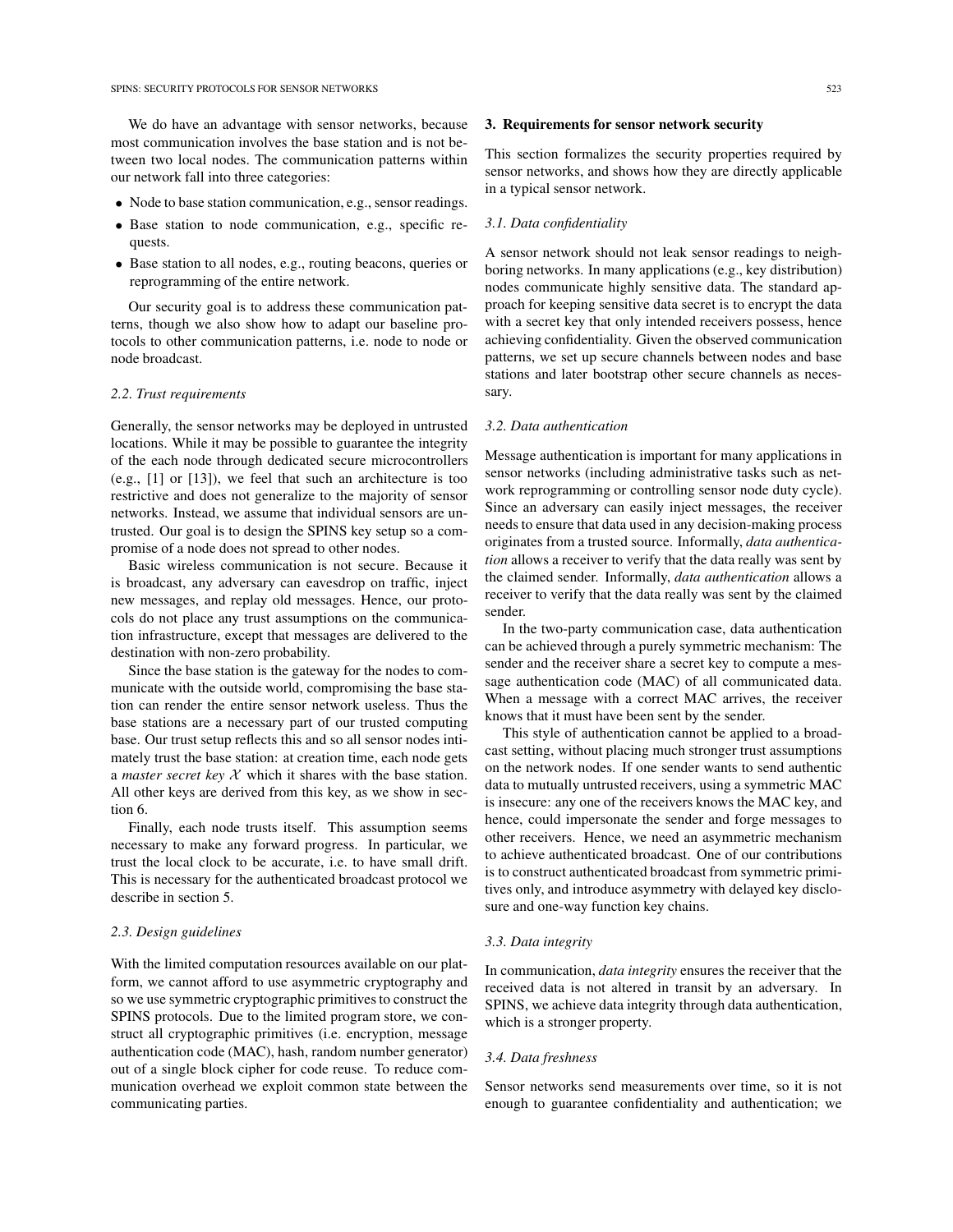We do have an advantage with sensor networks, because most communication involves the base station and is not between two local nodes. The communication patterns within our network fall into three categories:

- Node to base station communication, e.g., sensor readings.
- Base station to node communication, e.g., specific requests.
- Base station to all nodes, e.g., routing beacons, queries or reprogramming of the entire network.

Our security goal is to address these communication patterns, though we also show how to adapt our baseline protocols to other communication patterns, i.e. node to node or node broadcast.

### 2.2. Trust requirements

Generally, the sensor networks may be deployed in untrusted locations. While it may be possible to guarantee the integrity of the each node through dedicated secure microcontrollers (e.g., [1] or [13]), we feel that such an architecture is too restrictive and does not generalize to the majority of sensor networks. Instead, we assume that individual sensors are untrusted. Our goal is to design the SPINS key setup so a compromise of a node does not spread to other nodes.

Basic wireless communication is not secure. Because it is broadcast, any adversary can eavesdrop on traffic, inject new messages, and replay old messages. Hence, our protocols do not place any trust assumptions on the communication infrastructure, except that messages are delivered to the destination with non-zero probability.

Since the base station is the gateway for the nodes to communicate with the outside world, compromising the base station can render the entire sensor network useless. Thus the base stations are a necessary part of our trusted computing base. Our trust setup reflects this and so all sensor nodes intimately trust the base station: at creation time, each node gets a *master secret key* $\mathcal{X}$ which it shares with the base station. All other keys are derived from this key, as we show in section 6.

Finally, each node trusts itself. This assumption seems necessary to make any forward progress. In particular, we trust the local clock to be accurate, i.e. to have small drift. This is necessary for the authenticated broadcast protocol we describe in section 5.

### 2.3. Design guidelines

With the limited computation resources available on our platform, we cannot afford to use asymmetric cryptography and so we use symmetric cryptographic primitives to construct the SPINS protocols. Due to the limited program store, we construct all cryptographic primitives (i.e. encryption, message authentication code (MAC), hash, random number generator) out of a single block cipher for code reuse. To reduce communication overhead we exploit common state between the communicating parties.

## 3. Requirements for sensor network security

This section formalizes the security properties required by sensor networks, and shows how they are directly applicable in a typical sensor network.

### 3.1. Data confidentiality

A sensor network should not leak sensor readings to neighboring networks. In many applications (e.g., key distribution) nodes communicate highly sensitive data. The standard approach for keeping sensitive data secret is to encrypt the data with a secret key that only intended receivers possess, hence achieving confidentiality. Given the observed communication patterns, we set up secure channels between nodes and base stations and later bootstrap other secure channels as necessary.

### 3.2. Data authentication

Message authentication is important for many applications in sensor networks (including administrative tasks such as network reprogramming or controlling sensor node duty cycle). Since an adversary can easily inject messages, the receiver needs to ensure that data used in any decision-making process originates from a trusted source. Informally, *data authentication* allows a receiver to verify that the data really was sent by the claimed sender. Informally, *data authentication* allows a receiver to verify that the data really was sent by the claimed sender.

In the two-party communication case, data authentication can be achieved through a purely symmetric mechanism: The sender and the receiver share a secret key to compute a message authentication code (MAC) of all communicated data. When a message with a correct MAC arrives, the receiver knows that it must have been sent by the sender.

This style of authentication cannot be applied to a broadcast setting, without placing much stronger trust assumptions on the network nodes. If one sender wants to send authentic data to mutually untrusted receivers, using a symmetric MAC is insecure: any one of the receivers knows the MAC key, and hence, could impersonate the sender and forge messages to other receivers. Hence, we need an asymmetric mechanism to achieve authenticated broadcast. One of our contributions is to construct authenticated broadcast from symmetric primitives only, and introduce asymmetry with delayed key disclosure and one-way function key chains.

### 3.3. Data integrity

In communication, *data integrity* ensures the receiver that the received data is not altered in transit by an adversary. In SPINS, we achieve data integrity through data authentication, which is a stronger property.

### 3.4. Data freshness

Sensor networks send measurements over time, so it is not enough to guarantee confidentiality and authentication; we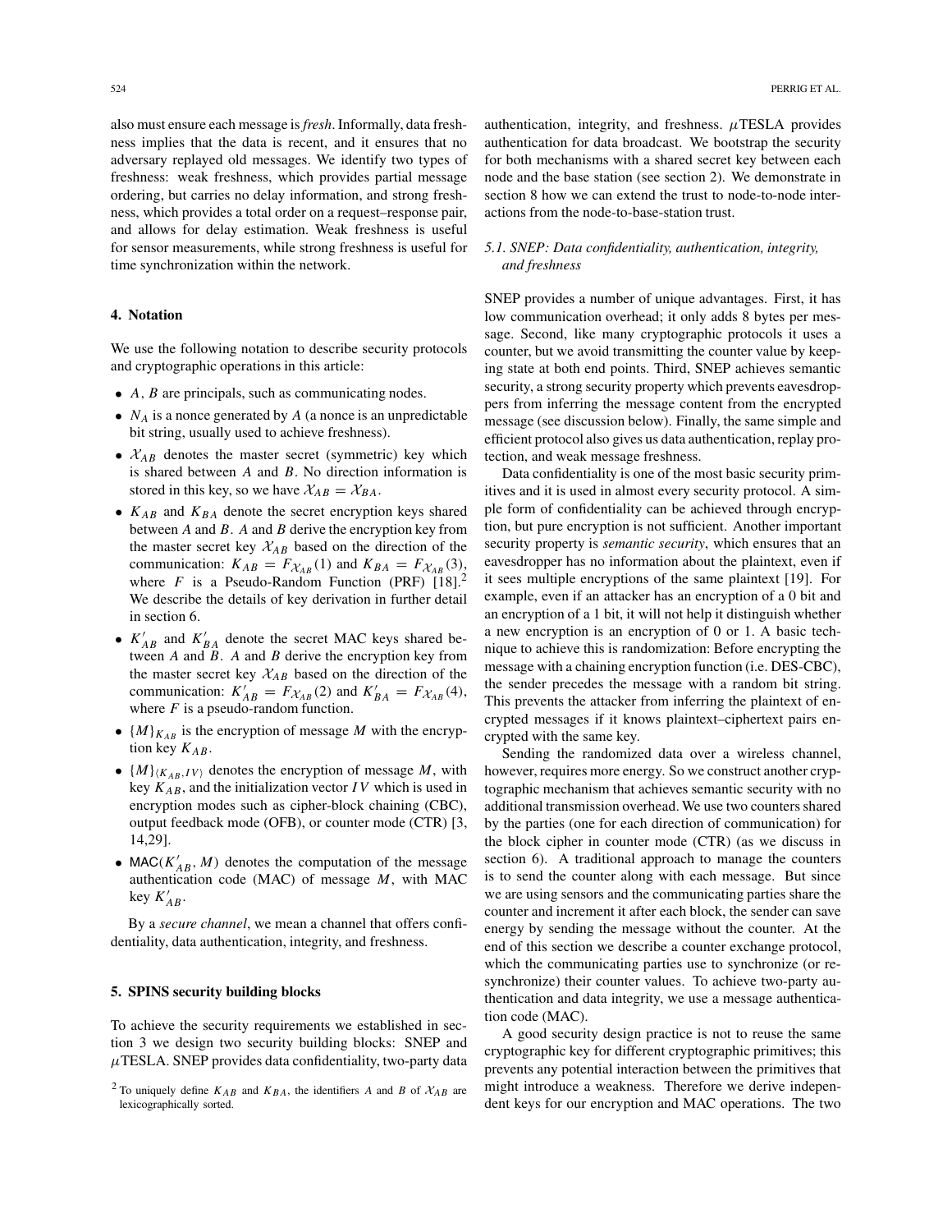also must ensure each message is *fresh*. Informally, data freshness implies that the data is recent, and it ensures that no adversary replayed old messages. We identify two types of freshness: weak freshness, which provides partial message ordering, but carries no delay information, and strong freshness, which provides a total order on a request–response pair, and allows for delay estimation. Weak freshness is useful for sensor measurements, while strong freshness is useful for time synchronization within the network.

## 4. Notation

We use the following notation to describe security protocols and cryptographic operations in this article:

- $A$, $B$ are principals, such as communicating nodes.
- $N_A$ is a nonce generated by $A$ (a nonce is an unpredictable bit string, usually used to achieve freshness).
- $\mathcal{X}_{AB}$ denotes the master secret (symmetric) key which is shared between $A$ and $B$. No direction information is stored in this key, so we have $\mathcal{X}_{AB} = \mathcal{X}_{BA}$.
- $K_{AB}$ and $K_{BA}$ denote the secret encryption keys shared between $A$ and $B$. $A$ and $B$ derive the encryption key from the master secret key $\mathcal{X}_{AB}$ based on the direction of the communication: $K_{AB} = F_{\mathcal{X}_{AB}}(1)$ and $K_{BA} = F_{\mathcal{X}_{AB}}(3)$, where $F$ is a Pseudo-Random Function (PRF) [18].[2] We describe the details of key derivation in further detail in section 6.
- $K'_{AB}$ and $K'_{BA}$ denote the secret MAC keys shared between $A$ and $B$. $A$ and $B$ derive the encryption key from the master secret key $\mathcal{X}_{AB}$ based on the direction of the communication: $K'_{AB} = F_{\mathcal{X}_{AB}}(2)$ and $K'_{BA} = F_{\mathcal{X}_{AB}}(4)$, where $F$ is a pseudo-random function.
- $\{M\}_{K_{AB}}$ is the encryption of message $M$ with the encryption key $K_{AB}$.
- $\{M\}_{\langle K_{AB}, IV\rangle}$ denotes the encryption of message $M$, with key $K_{AB}$, and the initialization vector $IV$ which is used in encryption modes such as cipher-block chaining (CBC), output feedback mode (OFB), or counter mode (CTR) [3, 14,29].
- $\mathsf{MAC}(K'_{AB}, M)$ denotes the computation of the message authentication code (MAC) of message $M$, with MAC key $K'_{AB}$.

By a *secure channel*, we mean a channel that offers confidentiality, data authentication, integrity, and freshness.

## 5. SPINS security building blocks

To achieve the security requirements we established in section 3 we design two security building blocks: SNEP and $\mu$TESLA. SNEP provides data confidentiality, two-party data authentication, integrity, and freshness. $\mu$TESLA provides authentication for data broadcast. We bootstrap the security for both mechanisms with a shared secret key between each node and the base station (see section 2). We demonstrate in section 8 how we can extend the trust to node-to-node interactions from the node-to-base-station trust.

### *5.1. SNEP: Data confidentiality, authentication, integrity, and freshness*

SNEP provides a number of unique advantages. First, it has low communication overhead; it only adds 8 bytes per message. Second, like many cryptographic protocols it uses a counter, but we avoid transmitting the counter value by keeping state at both end points. Third, SNEP achieves semantic security, a strong security property which prevents eavesdroppers from inferring the message content from the encrypted message (see discussion below). Finally, the same simple and efficient protocol also gives us data authentication, replay protection, and weak message freshness.

Data confidentiality is one of the most basic security primitives and it is used in almost every security protocol. A simple form of confidentiality can be achieved through encryption, but pure encryption is not sufficient. Another important security property is *semantic security*, which ensures that an eavesdropper has no information about the plaintext, even if it sees multiple encryptions of the same plaintext [19]. For example, even if an attacker has an encryption of a 0 bit and an encryption of a 1 bit, it will not help it distinguish whether a new encryption is an encryption of 0 or 1. A basic technique to achieve this is randomization: Before encrypting the message with a chaining encryption function (i.e. DES-CBC), the sender precedes the message with a random bit string. This prevents the attacker from inferring the plaintext of encrypted messages if it knows plaintext–ciphertext pairs encrypted with the same key.

Sending the randomized data over a wireless channel, however, requires more energy. So we construct another cryptographic mechanism that achieves semantic security with no additional transmission overhead. We use two counters shared by the parties (one for each direction of communication) for the block cipher in counter mode (CTR) (as we discuss in section 6). A traditional approach to manage the counters is to send the counter along with each message. But since we are using sensors and the communicating parties share the counter and increment it after each block, the sender can save energy by sending the message without the counter. At the end of this section we describe a counter exchange protocol, which the communicating parties use to synchronize (or resynchronize) their counter values. To achieve two-party authentication and data integrity, we use a message authentication code (MAC).

A good security design practice is not to reuse the same cryptographic key for different cryptographic primitives; this prevents any potential interaction between the primitives that might introduce a weakness. Therefore we derive independent keys for our encryption and MAC operations. The two

[2] To uniquely define $K_{AB}$ and $K_{BA}$, the identifiers $A$ and $B$ of $\mathcal{X}_{AB}$ are lexicographically sorted.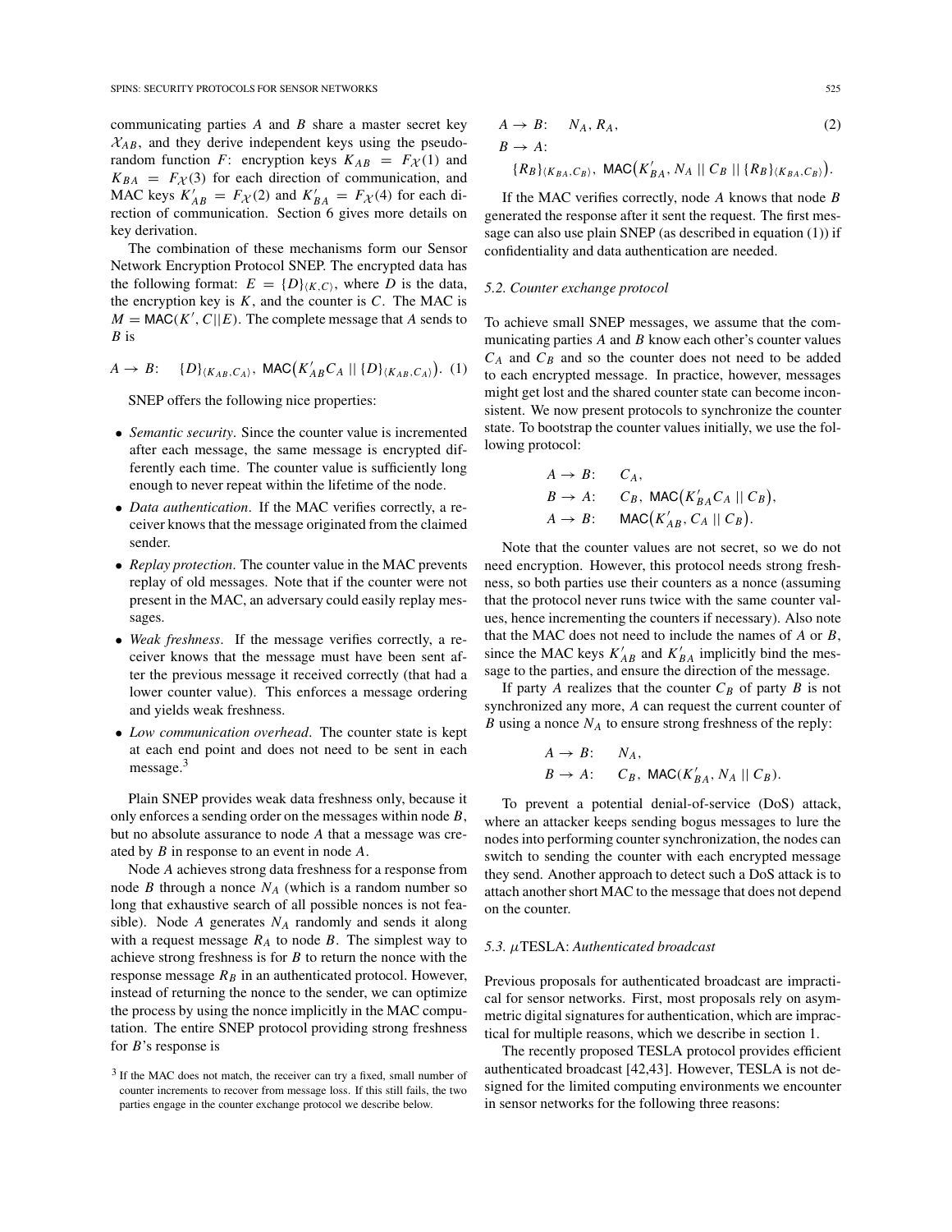communicating parties $A$ and $B$ share a master secret key $\mathcal{X}_{AB}$, and they derive independent keys using the pseudo-random function $F$: encryption keys $K_{AB} = F_{\mathcal{X}}(1)$ and $K_{BA} = F_{\mathcal{X}}(3)$ for each direction of communication, and MAC keys $K'_{AB} = F_{\mathcal{X}}(2)$ and $K'_{BA} = F_{\mathcal{X}}(4)$ for each direction of communication. Section 6 gives more details on key derivation.

The combination of these mechanisms form our Sensor Network Encryption Protocol SNEP. The encrypted data has the following format: $E = \{D\}_{\langle K,C\rangle}$, where $D$ is the data, the encryption key is $K$, and the counter is $C$. The MAC is $M = \mathsf{MAC}(K', C||E)$. The complete message that $A$ sends to $B$ is

$$A \to B: \quad \{D\}_{\langle K_{AB},C_A\rangle},\ \mathsf{MAC}\big(K'_{AB} C_A \mid\mid \{D\}_{\langle K_{AB},C_A\rangle}\big). \tag{1}$$

SNEP offers the following nice properties:

- *Semantic security*. Since the counter value is incremented after each message, the same message is encrypted differently each time. The counter value is sufficiently long enough to never repeat within the lifetime of the node.
- *Data authentication*. If the MAC verifies correctly, a receiver knows that the message originated from the claimed sender.
- *Replay protection*. The counter value in the MAC prevents replay of old messages. Note that if the counter were not present in the MAC, an adversary could easily replay messages.
- *Weak freshness*. If the message verifies correctly, a receiver knows that the message must have been sent after the previous message it received correctly (that had a lower counter value). This enforces a message ordering and yields weak freshness.
- *Low communication overhead*. The counter state is kept at each end point and does not need to be sent in each message.[3]

Plain SNEP provides weak data freshness only, because it only enforces a sending order on the messages within node $B$, but no absolute assurance to node $A$ that a message was created by $B$ in response to an event in node $A$.

Node $A$ achieves strong data freshness for a response from node $B$ through a nonce $N_A$ (which is a random number so long that exhaustive search of all possible nonces is not feasible). Node $A$ generates $N_A$ randomly and sends it along with a request message $R_A$ to node $B$. The simplest way to achieve strong freshness is for $B$ to return the nonce with the response message $R_B$ in an authenticated protocol. However, instead of returning the nonce to the sender, we can optimize the process by using the nonce implicitly in the MAC computation. The entire SNEP protocol providing strong freshness for $B$'s response is

$$\begin{aligned}
&A \to B: \quad N_A,\ R_A, \\
&B \to A: \\
&\quad \{R_B\}_{\langle K_{BA},C_B\rangle},\ \mathsf{MAC}\big(K'_{BA}, N_A \mid\mid C_B \mid\mid \{R_B\}_{\langle K_{BA},C_B\rangle}\big).
\end{aligned} \tag{2}$$

If the MAC verifies correctly, node $A$ knows that node $B$ generated the response after it sent the request. The first message can also use plain SNEP (as described in equation (1)) if confidentiality and data authentication are needed.

### 5.2. Counter exchange protocol

To achieve small SNEP messages, we assume that the communicating parties $A$ and $B$ know each other's counter values $C_A$ and $C_B$ and so the counter does not need to be added to each encrypted message. In practice, however, messages might get lost and the shared counter state can become inconsistent. We now present protocols to synchronize the counter state. To bootstrap the counter values initially, we use the following protocol:

$$\begin{aligned}
&A \to B: \quad C_A, \\
&B \to A: \quad C_B,\ \mathsf{MAC}\big(K'_{BA} C_A \mid\mid C_B\big), \\
&A \to B: \quad \mathsf{MAC}\big(K'_{AB}, C_A \mid\mid C_B\big).
\end{aligned}$$

Note that the counter values are not secret, so we do not need encryption. However, this protocol needs strong freshness, so both parties use their counters as a nonce (assuming that the protocol never runs twice with the same counter values, hence incrementing the counters if necessary). Also note that the MAC does not need to include the names of $A$ or $B$, since the MAC keys $K'_{AB}$ and $K'_{BA}$ implicitly bind the message to the parties, and ensure the direction of the message.

If party $A$ realizes that the counter $C_B$ of party $B$ is not synchronized any more, $A$ can request the current counter of $B$ using a nonce $N_A$ to ensure strong freshness of the reply:

$$\begin{aligned}
&A \to B: \quad N_A, \\
&B \to A: \quad C_B,\ \mathsf{MAC}(K'_{BA}, N_A \mid\mid C_B).
\end{aligned}$$

To prevent a potential denial-of-service (DoS) attack, where an attacker keeps sending bogus messages to lure the nodes into performing counter synchronization, the nodes can switch to sending the counter with each encrypted message they send. Another approach to detect such a DoS attack is to attach another short MAC to the message that does not depend on the counter.

### 5.3. $\mu$TESLA: *Authenticated broadcast*

Previous proposals for authenticated broadcast are impractical for sensor networks. First, most proposals rely on asymmetric digital signatures for authentication, which are impractical for multiple reasons, which we describe in section 1.

The recently proposed TESLA protocol provides efficient authenticated broadcast [42,43]. However, TESLA is not designed for the limited computing environments we encounter in sensor networks for the following three reasons:

[3] If the MAC does not match, the receiver can try a fixed, small number of counter increments to recover from message loss. If this still fails, the two parties engage in the counter exchange protocol we describe below.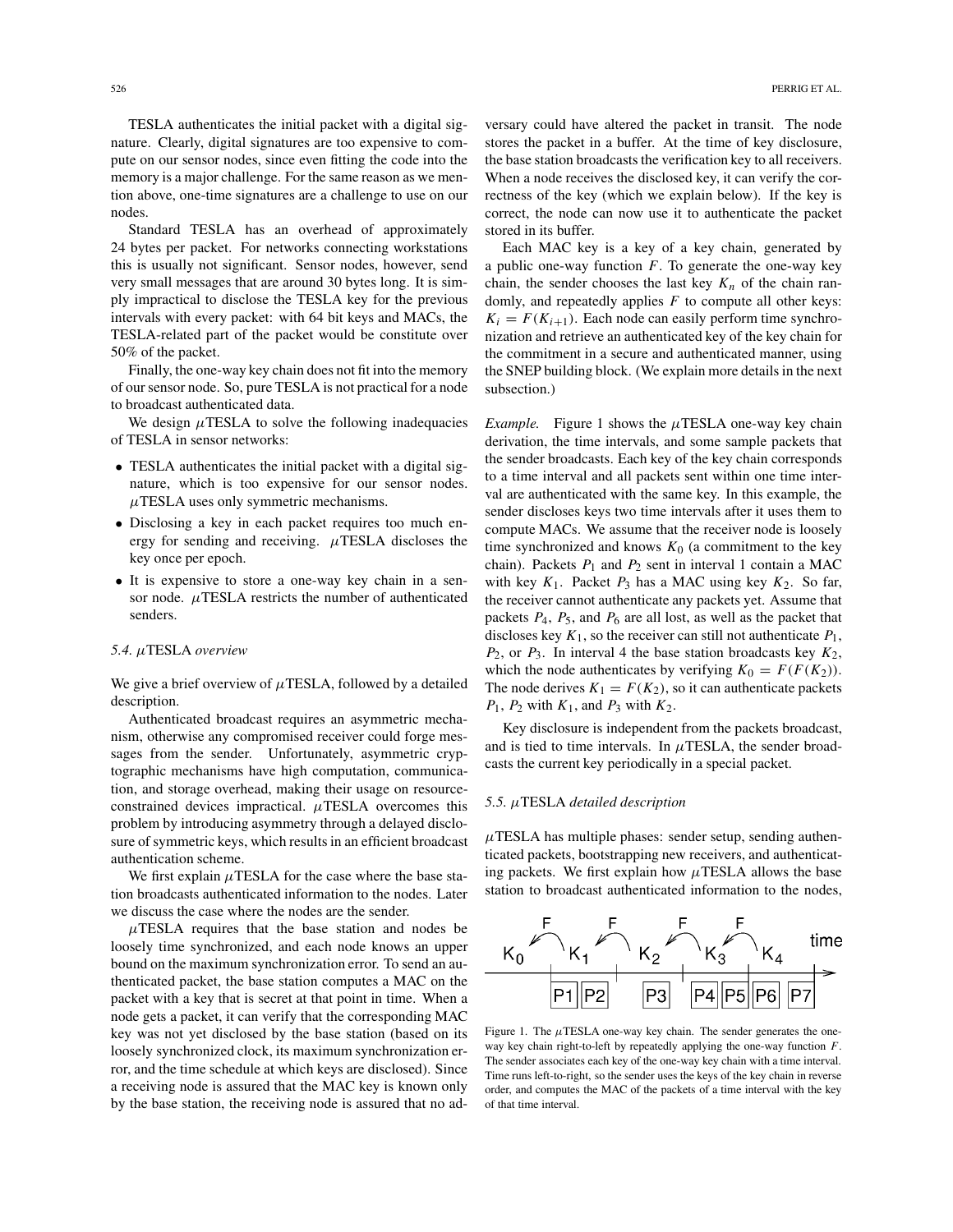TESLA authenticates the initial packet with a digital signature. Clearly, digital signatures are too expensive to compute on our sensor nodes, since even fitting the code into the memory is a major challenge. For the same reason as we mention above, one-time signatures are a challenge to use on our nodes.

Standard TESLA has an overhead of approximately 24 bytes per packet. For networks connecting workstations this is usually not significant. Sensor nodes, however, send very small messages that are around 30 bytes long. It is simply impractical to disclose the TESLA key for the previous intervals with every packet: with 64 bit keys and MACs, the TESLA-related part of the packet would be constitute over 50% of the packet.

Finally, the one-way key chain does not fit into the memory of our sensor node. So, pure TESLA is not practical for a node to broadcast authenticated data.

We design $\mu$TESLA to solve the following inadequacies of TESLA in sensor networks:

- TESLA authenticates the initial packet with a digital signature, which is too expensive for our sensor nodes. $\mu$TESLA uses only symmetric mechanisms.
- Disclosing a key in each packet requires too much energy for sending and receiving. $\mu$TESLA discloses the key once per epoch.
- It is expensive to store a one-way key chain in a sensor node. $\mu$TESLA restricts the number of authenticated senders.

### 5.4. $\mu$TESLA *overview*

We give a brief overview of $\mu$TESLA, followed by a detailed description.

Authenticated broadcast requires an asymmetric mechanism, otherwise any compromised receiver could forge messages from the sender. Unfortunately, asymmetric cryptographic mechanisms have high computation, communication, and storage overhead, making their usage on resource-constrained devices impractical. $\mu$TESLA overcomes this problem by introducing asymmetry through a delayed disclosure of symmetric keys, which results in an efficient broadcast authentication scheme.

We first explain $\mu$TESLA for the case where the base station broadcasts authenticated information to the nodes. Later we discuss the case where the nodes are the sender.

$\mu$TESLA requires that the base station and nodes be loosely time synchronized, and each node knows an upper bound on the maximum synchronization error. To send an authenticated packet, the base station computes a MAC on the packet with a key that is secret at that point in time. When a node gets a packet, it can verify that the corresponding MAC key was not yet disclosed by the base station (based on its loosely synchronized clock, its maximum synchronization error, and the time schedule at which keys are disclosed). Since a receiving node is assured that the MAC key is known only by the base station, the receiving node is assured that no adversary could have altered the packet in transit. The node stores the packet in a buffer. At the time of key disclosure, the base station broadcasts the verification key to all receivers. When a node receives the disclosed key, it can verify the correctness of the key (which we explain below). If the key is correct, the node can now use it to authenticate the packet stored in its buffer.

Each MAC key is a key of a key chain, generated by a public one-way function $F$. To generate the one-way key chain, the sender chooses the last key $K_n$ of the chain randomly, and repeatedly applies $F$ to compute all other keys: $K_i = F(K_{i+1})$. Each node can easily perform time synchronization and retrieve an authenticated key of the key chain for the commitment in a secure and authenticated manner, using the SNEP building block. (We explain more details in the next subsection.)

*Example.* Figure 1 shows the $\mu$TESLA one-way key chain derivation, the time intervals, and some sample packets that the sender broadcasts. Each key of the key chain corresponds to a time interval and all packets sent within one time interval are authenticated with the same key. In this example, the sender discloses keys two time intervals after it uses them to compute MACs. We assume that the receiver node is loosely time synchronized and knows $K_0$ (a commitment to the key chain). Packets $P_1$ and $P_2$ sent in interval 1 contain a MAC with key $K_1$. Packet $P_3$ has a MAC using key $K_2$. So far, the receiver cannot authenticate any packets yet. Assume that packets $P_4$, $P_5$, and $P_6$ are all lost, as well as the packet that discloses key $K_1$, so the receiver can still not authenticate $P_1$, $P_2$, or $P_3$. In interval 4 the base station broadcasts key $K_2$, which the node authenticates by verifying $K_0 = F(F(K_2))$. The node derives $K_1 = F(K_2)$, so it can authenticate packets $P_1$, $P_2$ with $K_1$, and $P_3$ with $K_2$.

Key disclosure is independent from the packets broadcast, and is tied to time intervals. In $\mu$TESLA, the sender broadcasts the current key periodically in a special packet.

### 5.5. $\mu$TESLA *detailed description*

$\mu$TESLA has multiple phases: sender setup, sending authenticated packets, bootstrapping new receivers, and authenticating packets. We first explain how $\mu$TESLA allows the base station to broadcast authenticated information to the nodes,

Figure 1. The $\mu$TESLA one-way key chain. The sender generates the one-way key chain right-to-left by repeatedly applying the one-way function $F$. The sender associates each key of the one-way key chain with a time interval. Time runs left-to-right, so the sender uses the keys of the key chain in reverse order, and computes the MAC of the packets of a time interval with the key of that time interval.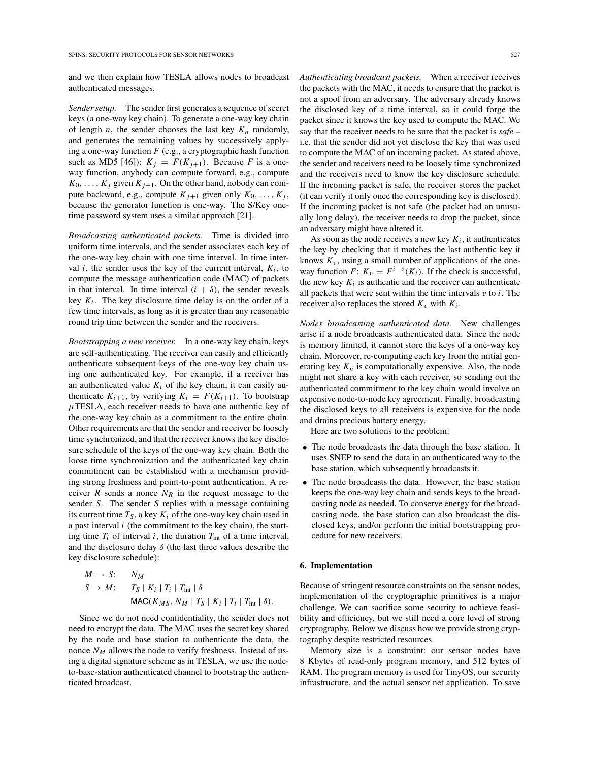and we then explain how TESLA allows nodes to broadcast authenticated messages.

*Sender setup.* The sender first generates a sequence of secret keys (a one-way key chain). To generate a one-way key chain of length $n$, the sender chooses the last key $K_n$ randomly, and generates the remaining values by successively applying a one-way function $F$ (e.g., a cryptographic hash function such as MD5 [46]): $K_j = F(K_{j+1})$. Because $F$ is a one-way function, anybody can compute forward, e.g., compute $K_0, \ldots, K_j$ given $K_{j+1}$. On the other hand, nobody can compute backward, e.g., compute $K_{j+1}$ given only $K_0, \ldots, K_j$, because the generator function is one-way. The S/Key one-time password system uses a similar approach [21].

*Broadcasting authenticated packets.* Time is divided into uniform time intervals, and the sender associates each key of the one-way key chain with one time interval. In time interval $i$, the sender uses the key of the current interval, $K_i$, to compute the message authentication code (MAC) of packets in that interval. In time interval $(i + \delta)$, the sender reveals key $K_i$. The key disclosure time delay is on the order of a few time intervals, as long as it is greater than any reasonable round trip time between the sender and the receivers.

*Bootstrapping a new receiver.* In a one-way key chain, keys are self-authenticating. The receiver can easily and efficiently authenticate subsequent keys of the one-way key chain using one authenticated key. For example, if a receiver has an authenticated value $K_i$ of the key chain, it can easily authenticate $K_{i+1}$, by verifying $K_i = F(K_{i+1})$. To bootstrap $\mu$TESLA, each receiver needs to have one authentic key of the one-way key chain as a commitment to the entire chain. Other requirements are that the sender and receiver be loosely time synchronized, and that the receiver knows the key disclosure schedule of the keys of the one-way key chain. Both the loose time synchronization and the authenticated key chain commitment can be established with a mechanism providing strong freshness and point-to-point authentication. A receiver $R$ sends a nonce $N_R$ in the request message to the sender $S$. The sender $S$ replies with a message containing its current time $T_S$, a key $K_i$ of the one-way key chain used in a past interval $i$ (the commitment to the key chain), the starting time $T_i$ of interval $i$, the duration $T_{\text{int}}$ of a time interval, and the disclosure delay $\delta$ (the last three values describe the key disclosure schedule):

$$
\begin{aligned}
M \rightarrow S: &\quad N_M \\
S \rightarrow M: &\quad T_S \mid K_i \mid T_i \mid T_{\text{int}} \mid \delta \\
&\quad \mathsf{MAC}(K_{MS}, N_M \mid T_S \mid K_i \mid T_i \mid T_{\text{int}} \mid \delta).
\end{aligned}
$$

Since we do not need confidentiality, the sender does not need to encrypt the data. The MAC uses the secret key shared by the node and base station to authenticate the data, the nonce $N_M$ allows the node to verify freshness. Instead of using a digital signature scheme as in TESLA, we use the node-to-base-station authenticated channel to bootstrap the authenticated broadcast.

*Authenticating broadcast packets.* When a receiver receives the packets with the MAC, it needs to ensure that the packet is not a spoof from an adversary. The adversary already knows the disclosed key of a time interval, so it could forge the packet since it knows the key used to compute the MAC. We say that the receiver needs to be sure that the packet is *safe* – i.e. that the sender did not yet disclose the key that was used to compute the MAC of an incoming packet. As stated above, the sender and receivers need to be loosely time synchronized and the receivers need to know the key disclosure schedule. If the incoming packet is safe, the receiver stores the packet (it can verify it only once the corresponding key is disclosed). If the incoming packet is not safe (the packet had an unusually long delay), the receiver needs to drop the packet, since an adversary might have altered it.

As soon as the node receives a new key $K_i$, it authenticates the key by checking that it matches the last authentic key it knows $K_v$, using a small number of applications of the one-way function $F$: $K_v = F^{i-v}(K_i)$. If the check is successful, the new key $K_i$ is authentic and the receiver can authenticate all packets that were sent within the time intervals $v$ to $i$. The receiver also replaces the stored $K_v$ with $K_i$.

*Nodes broadcasting authenticated data.* New challenges arise if a node broadcasts authenticated data. Since the node is memory limited, it cannot store the keys of a one-way key chain. Moreover, re-computing each key from the initial generating key $K_n$ is computationally expensive. Also, the node might not share a key with each receiver, so sending out the authenticated commitment to the key chain would involve an expensive node-to-node key agreement. Finally, broadcasting the disclosed keys to all receivers is expensive for the node and drains precious battery energy.

Here are two solutions to the problem:

- The node broadcasts the data through the base station. It uses SNEP to send the data in an authenticated way to the base station, which subsequently broadcasts it.
- The node broadcasts the data. However, the base station keeps the one-way key chain and sends keys to the broadcasting node as needed. To conserve energy for the broadcasting node, the base station can also broadcast the disclosed keys, and/or perform the initial bootstrapping procedure for new receivers.

## 6. Implementation

Because of stringent resource constraints on the sensor nodes, implementation of the cryptographic primitives is a major challenge. We can sacrifice some security to achieve feasibility and efficiency, but we still need a core level of strong cryptography. Below we discuss how we provide strong cryptography despite restricted resources.

Memory size is a constraint: our sensor nodes have 8 Kbytes of read-only program memory, and 512 bytes of RAM. The program memory is used for TinyOS, our security infrastructure, and the actual sensor net application. To save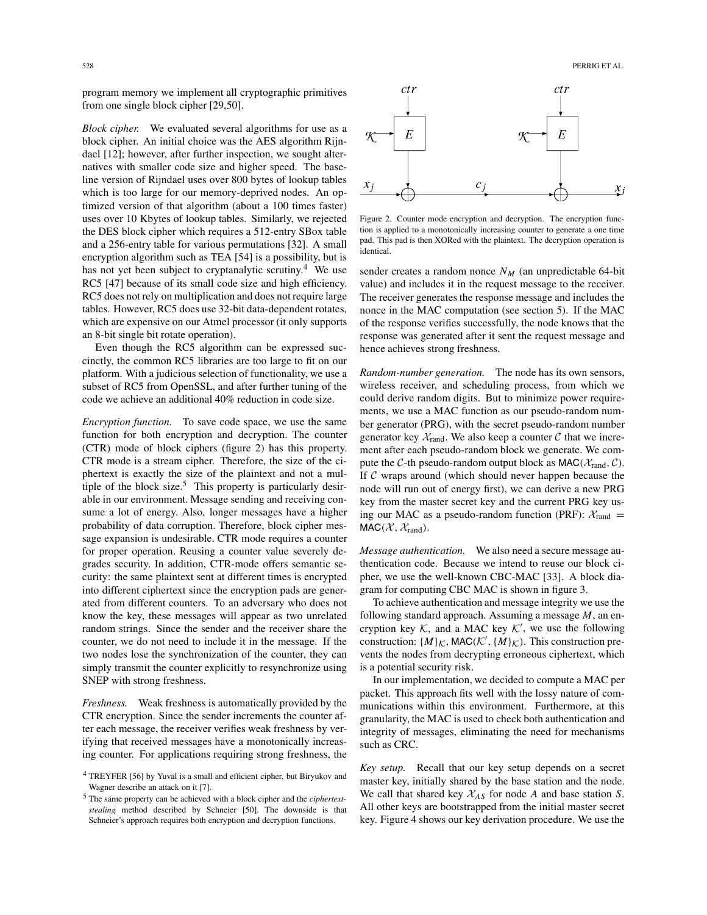program memory we implement all cryptographic primitives from one single block cipher [29,50].

*Block cipher.* We evaluated several algorithms for use as a block cipher. An initial choice was the AES algorithm Rijndael [12]; however, after further inspection, we sought alternatives with smaller code size and higher speed. The baseline version of Rijndael uses over 800 bytes of lookup tables which is too large for our memory-deprived nodes. An optimized version of that algorithm (about a 100 times faster) uses over 10 Kbytes of lookup tables. Similarly, we rejected the DES block cipher which requires a 512-entry SBox table and a 256-entry table for various permutations [32]. A small encryption algorithm such as TEA [54] is a possibility, but is has not yet been subject to cryptanalytic scrutiny.[4] We use RC5 [47] because of its small code size and high efficiency. RC5 does not rely on multiplication and does not require large tables. However, RC5 does use 32-bit data-dependent rotates, which are expensive on our Atmel processor (it only supports an 8-bit single bit rotate operation).

Even though the RC5 algorithm can be expressed succinctly, the common RC5 libraries are too large to fit on our platform. With a judicious selection of functionality, we use a subset of RC5 from OpenSSL, and after further tuning of the code we achieve an additional 40% reduction in code size.

*Encryption function.* To save code space, we use the same function for both encryption and decryption. The counter (CTR) mode of block ciphers (figure 2) has this property. CTR mode is a stream cipher. Therefore, the size of the ciphertext is exactly the size of the plaintext and not a multiple of the block size.[5] This property is particularly desirable in our environment. Message sending and receiving consume a lot of energy. Also, longer messages have a higher probability of data corruption. Therefore, block cipher message expansion is undesirable. CTR mode requires a counter for proper operation. Reusing a counter value severely degrades security. In addition, CTR-mode offers semantic security: the same plaintext sent at different times is encrypted into different ciphertext since the encryption pads are generated from different counters. To an adversary who does not know the key, these messages will appear as two unrelated random strings. Since the sender and the receiver share the counter, we do not need to include it in the message. If the two nodes lose the synchronization of the counter, they can simply transmit the counter explicitly to resynchronize using SNEP with strong freshness.

*Freshness.* Weak freshness is automatically provided by the CTR encryption. Since the sender increments the counter after each message, the receiver verifies weak freshness by verifying that received messages have a monotonically increasing counter. For applications requiring strong freshness, the sender creates a random nonce $N_M$ (an unpredictable 64-bit value) and includes it in the request message to the receiver. The receiver generates the response message and includes the nonce in the MAC computation (see section 5). If the MAC of the response verifies successfully, the node knows that the response was generated after it sent the request message and hence achieves strong freshness.

Figure 2. Counter mode encryption and decryption. The encryption function is applied to a monotonically increasing counter to generate a one time pad. This pad is then XORed with the plaintext. The decryption operation is identical.

*Random-number generation.* The node has its own sensors, wireless receiver, and scheduling process, from which we could derive random digits. But to minimize power requirements, we use a MAC function as our pseudo-random number generator (PRG), with the secret pseudo-random number generator key $\mathcal{X}_{\text{rand}}$. We also keep a counter $\mathcal{C}$ that we increment after each pseudo-random block we generate. We compute the $\mathcal{C}$-th pseudo-random output block as $\mathsf{MAC}(\mathcal{X}_{\text{rand}}, \mathcal{C})$. If $\mathcal{C}$ wraps around (which should never happen because the node will run out of energy first), we can derive a new PRG key from the master secret key and the current PRG key using our MAC as a pseudo-random function (PRF): $\mathcal{X}_{\text{rand}} = \mathsf{MAC}(\mathcal{X}, \mathcal{X}_{\text{rand}})$.

*Message authentication.* We also need a secure message authentication code. Because we intend to reuse our block cipher, we use the well-known CBC-MAC [33]. A block diagram for computing CBC MAC is shown in figure 3.

To achieve authentication and message integrity we use the following standard approach. Assuming a message $M$, an encryption key $\mathcal{K}$, and a MAC key $\mathcal{K}'$, we use the following construction: $\{M\}_{\mathcal{K}}, \mathsf{MAC}(\mathcal{K}', \{M\}_{\mathcal{K}})$. This construction prevents the nodes from decrypting erroneous ciphertext, which is a potential security risk.

In our implementation, we decided to compute a MAC per packet. This approach fits well with the lossy nature of communications within this environment. Furthermore, at this granularity, the MAC is used to check both authentication and integrity of messages, eliminating the need for mechanisms such as CRC.

*Key setup.* Recall that our key setup depends on a secret master key, initially shared by the base station and the node. We call that shared key $\mathcal{X}_{AS}$ for node $A$ and base station $S$. All other keys are bootstrapped from the initial master secret key. Figure 4 shows our key derivation procedure. We use the

---

[4] TREYFER [56] by Yuval is a small and efficient cipher, but Biryukov and Wagner describe an attack on it [7].

[5] The same property can be achieved with a block cipher and the *ciphertext-stealing* method described by Schneier [50]. The downside is that Schneier's approach requires both encryption and decryption functions.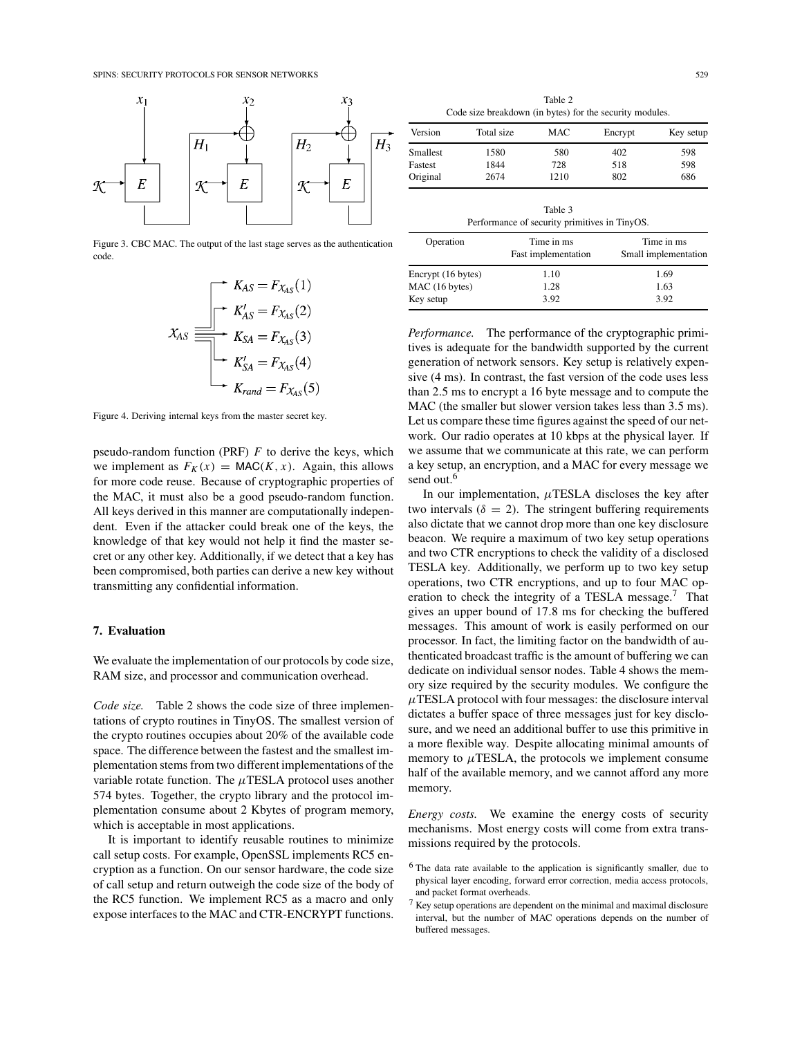Figure 3. CBC MAC. The output of the last stage serves as the authentication code.

$$
\begin{aligned}
K_{AS} &= F_{\chi_{AS}}(1) \\
K'_{AS} &= F_{\chi_{AS}}(2) \\
\chi_{AS} \quad K_{SA} &= F_{\chi_{AS}}(3) \\
K'_{SA} &= F_{\chi_{AS}}(4) \\
K_{rand} &= F_{\chi_{AS}}(5)
\end{aligned}
$$

Figure 4. Deriving internal keys from the master secret key.

pseudo-random function (PRF) $F$ to derive the keys, which we implement as $F_K(x) = \mathsf{MAC}(K, x)$. Again, this allows for more code reuse. Because of cryptographic properties of the MAC, it must also be a good pseudo-random function. All keys derived in this manner are computationally independent. Even if the attacker could break one of the keys, the knowledge of that key would not help it find the master secret or any other key. Additionally, if we detect that a key has been compromised, both parties can derive a new key without transmitting any confidential information.

## 7. Evaluation

We evaluate the implementation of our protocols by code size, RAM size, and processor and communication overhead.

*Code size.* Table 2 shows the code size of three implementations of crypto routines in TinyOS. The smallest version of the crypto routines occupies about 20% of the available code space. The difference between the fastest and the smallest implementation stems from two different implementations of the variable rotate function. The $\mu$TESLA protocol uses another 574 bytes. Together, the crypto library and the protocol implementation consume about 2 Kbytes of program memory, which is acceptable in most applications.

It is important to identify reusable routines to minimize call setup costs. For example, OpenSSL implements RC5 encryption as a function. On our sensor hardware, the code size of call setup and return outweigh the code size of the body of the RC5 function. We implement RC5 as a macro and only expose interfaces to the MAC and CTR-ENCRYPT functions.

Table 2
Code size breakdown (in bytes) for the security modules.

| Version | Total size | MAC | Encrypt | Key setup |
|---|---|---|---|---|
| Smallest | 1580 | 580 | 402 | 598 |
| Fastest | 1844 | 728 | 518 | 598 |
| Original | 2674 | 1210 | 802 | 686 |

Table 3
Performance of security primitives in TinyOS.

| Operation | Time in ms Fast implementation | Time in ms Small implementation |
|---|---|---|
| Encrypt (16 bytes) | 1.10 | 1.69 |
| MAC (16 bytes) | 1.28 | 1.63 |
| Key setup | 3.92 | 3.92 |

*Performance.* The performance of the cryptographic primitives is adequate for the bandwidth supported by the current generation of network sensors. Key setup is relatively expensive (4 ms). In contrast, the fast version of the code uses less than 2.5 ms to encrypt a 16 byte message and to compute the MAC (the smaller but slower version takes less than 3.5 ms). Let us compare these time figures against the speed of our network. Our radio operates at 10 kbps at the physical layer. If we assume that we communicate at this rate, we can perform a key setup, an encryption, and a MAC for every message we send out.[6]

In our implementation, $\mu$TESLA discloses the key after two intervals ($\delta = 2$). The stringent buffering requirements also dictate that we cannot drop more than one key disclosure beacon. We require a maximum of two key setup operations and two CTR encryptions to check the validity of a disclosed TESLA key. Additionally, we perform up to two key setup operations, two CTR encryptions, and up to four MAC operation to check the integrity of a TESLA message.[7] That gives an upper bound of 17.8 ms for checking the buffered messages. This amount of work is easily performed on our processor. In fact, the limiting factor on the bandwidth of authenticated broadcast traffic is the amount of buffering we can dedicate on individual sensor nodes. Table 4 shows the memory size required by the security modules. We configure the $\mu$TESLA protocol with four messages: the disclosure interval dictates a buffer space of three messages just for key disclosure, and we need an additional buffer to use this primitive in a more flexible way. Despite allocating minimal amounts of memory to $\mu$TESLA, the protocols we implement consume half of the available memory, and we cannot afford any more memory.

*Energy costs.* We examine the energy costs of security mechanisms. Most energy costs will come from extra transmissions required by the protocols.

[6] The data rate available to the application is significantly smaller, due to physical layer encoding, forward error correction, media access protocols, and packet format overheads.

[7] Key setup operations are dependent on the minimal and maximal disclosure interval, but the number of MAC operations depends on the number of buffered messages.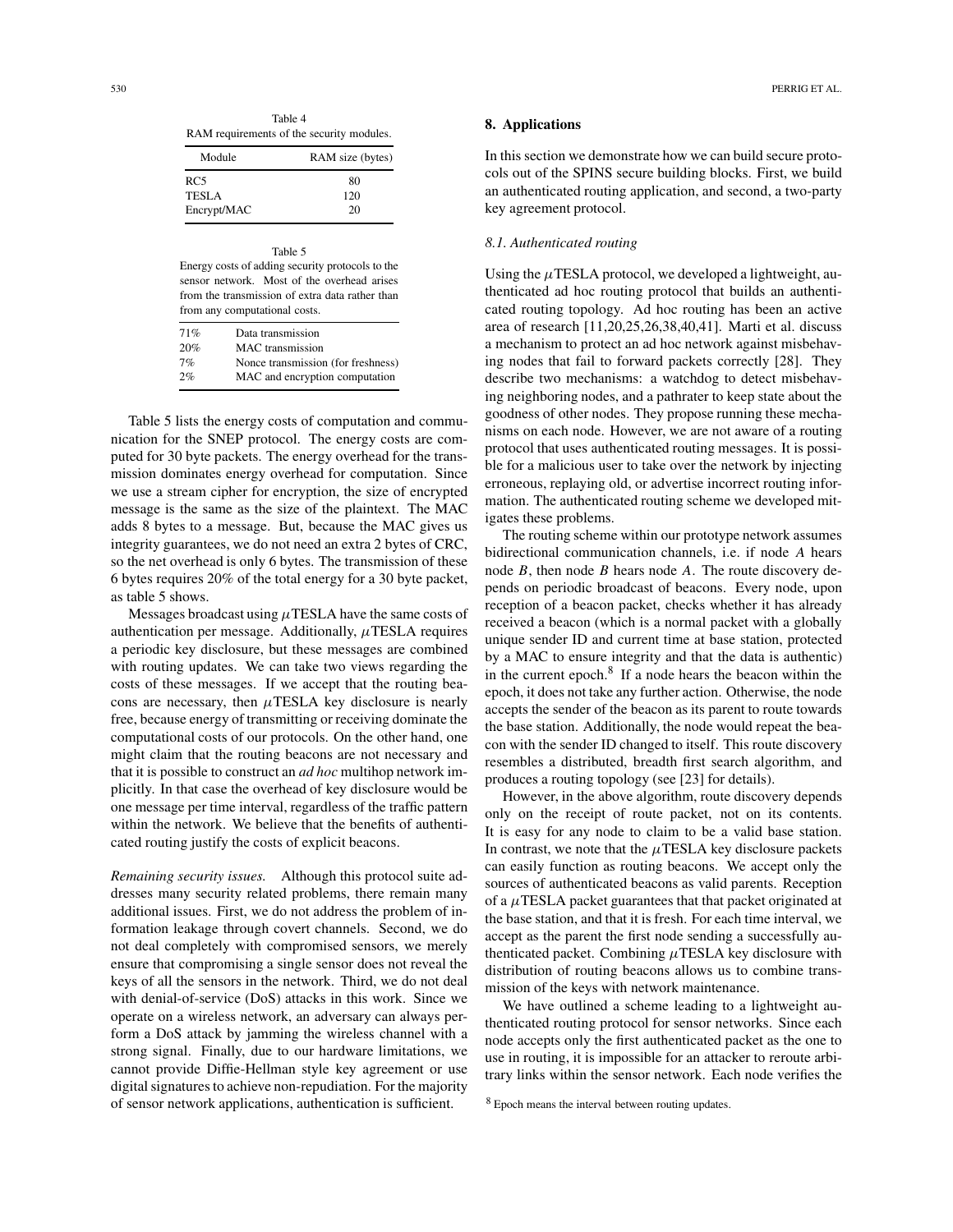Table 4
RAM requirements of the security modules.

| Module | RAM size (bytes) |
|---|---|
| RC5 | 80 |
| TESLA | 120 |
| Encrypt/MAC | 20 |

Table 5
Energy costs of adding security protocols to the sensor network. Most of the overhead arises from the transmission of extra data rather than from any computational costs.

| | |
|---|---|
| 71% | Data transmission |
| 20% | MAC transmission |
| 7% | Nonce transmission (for freshness) |
| 2% | MAC and encryption computation |

Table 5 lists the energy costs of computation and communication for the SNEP protocol. The energy costs are computed for 30 byte packets. The energy overhead for the transmission dominates energy overhead for computation. Since we use a stream cipher for encryption, the size of encrypted message is the same as the size of the plaintext. The MAC adds 8 bytes to a message. But, because the MAC gives us integrity guarantees, we do not need an extra 2 bytes of CRC, so the net overhead is only 6 bytes. The transmission of these 6 bytes requires 20% of the total energy for a 30 byte packet, as table 5 shows.

Messages broadcast using $\mu$TESLA have the same costs of authentication per message. Additionally, $\mu$TESLA requires a periodic key disclosure, but these messages are combined with routing updates. We can take two views regarding the costs of these messages. If we accept that the routing beacons are necessary, then $\mu$TESLA key disclosure is nearly free, because energy of transmitting or receiving dominate the computational costs of our protocols. On the other hand, one might claim that the routing beacons are not necessary and that it is possible to construct an *ad hoc* multihop network implicitly. In that case the overhead of key disclosure would be one message per time interval, regardless of the traffic pattern within the network. We believe that the benefits of authenticated routing justify the costs of explicit beacons.

*Remaining security issues.* Although this protocol suite addresses many security related problems, there remain many additional issues. First, we do not address the problem of information leakage through covert channels. Second, we do not deal completely with compromised sensors, we merely ensure that compromising a single sensor does not reveal the keys of all the sensors in the network. Third, we do not deal with denial-of-service (DoS) attacks in this work. Since we operate on a wireless network, an adversary can always perform a DoS attack by jamming the wireless channel with a strong signal. Finally, due to our hardware limitations, we cannot provide Diffie-Hellman style key agreement or use digital signatures to achieve non-repudiation. For the majority of sensor network applications, authentication is sufficient.

## 8. Applications

In this section we demonstrate how we can build secure protocols out of the SPINS secure building blocks. First, we build an authenticated routing application, and second, a two-party key agreement protocol.

### *8.1. Authenticated routing*

Using the $\mu$TESLA protocol, we developed a lightweight, authenticated ad hoc routing protocol that builds an authenticated routing topology. Ad hoc routing has been an active area of research [11,20,25,26,38,40,41]. Marti et al. discuss a mechanism to protect an ad hoc network against misbehaving nodes that fail to forward packets correctly [28]. They describe two mechanisms: a watchdog to detect misbehaving neighboring nodes, and a pathrater to keep state about the goodness of other nodes. They propose running these mechanisms on each node. However, we are not aware of a routing protocol that uses authenticated routing messages. It is possible for a malicious user to take over the network by injecting erroneous, replaying old, or advertise incorrect routing information. The authenticated routing scheme we developed mitigates these problems.

The routing scheme within our prototype network assumes bidirectional communication channels, i.e. if node $A$ hears node $B$, then node $B$ hears node $A$. The route discovery depends on periodic broadcast of beacons. Every node, upon reception of a beacon packet, checks whether it has already received a beacon (which is a normal packet with a globally unique sender ID and current time at base station, protected by a MAC to ensure integrity and that the data is authentic) in the current epoch.[8] If a node hears the beacon within the epoch, it does not take any further action. Otherwise, the node accepts the sender of the beacon as its parent to route towards the base station. Additionally, the node would repeat the beacon with the sender ID changed to itself. This route discovery resembles a distributed, breadth first search algorithm, and produces a routing topology (see [23] for details).

However, in the above algorithm, route discovery depends only on the receipt of route packet, not on its contents. It is easy for any node to claim to be a valid base station. In contrast, we note that the $\mu$TESLA key disclosure packets can easily function as routing beacons. We accept only the sources of authenticated beacons as valid parents. Reception of a $\mu$TESLA packet guarantees that that packet originated at the base station, and that it is fresh. For each time interval, we accept as the parent the first node sending a successfully authenticated packet. Combining $\mu$TESLA key disclosure with distribution of routing beacons allows us to combine transmission of the keys with network maintenance.

We have outlined a scheme leading to a lightweight authenticated routing protocol for sensor networks. Since each node accepts only the first authenticated packet as the one to use in routing, it is impossible for an attacker to reroute arbitrary links within the sensor network. Each node verifies the

[8] Epoch means the interval between routing updates.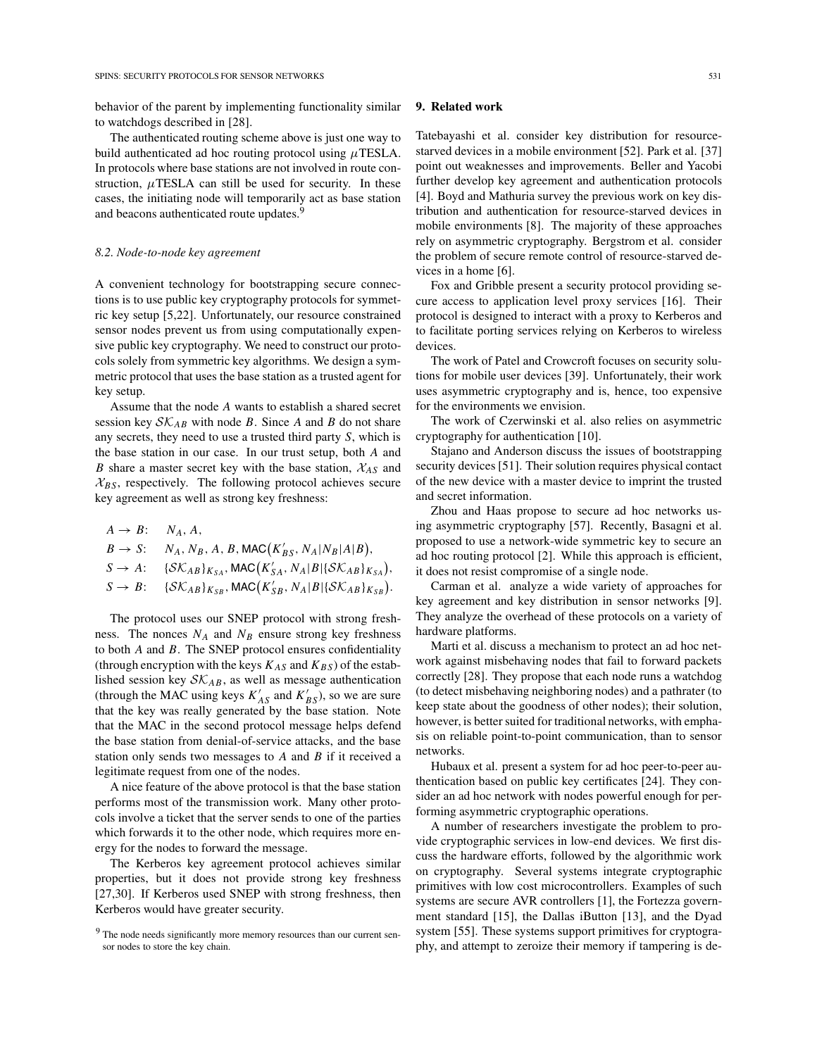behavior of the parent by implementing functionality similar to watchdogs described in [28].

The authenticated routing scheme above is just one way to build authenticated ad hoc routing protocol using $\mu$TESLA. In protocols where base stations are not involved in route construction, $\mu$TESLA can still be used for security. In these cases, the initiating node will temporarily act as base station and beacons authenticated route updates.[9]

### 8.2. Node-to-node key agreement

A convenient technology for bootstrapping secure connections is to use public key cryptography protocols for symmetric key setup [5,22]. Unfortunately, our resource constrained sensor nodes prevent us from using computationally expensive public key cryptography. We need to construct our protocols solely from symmetric key algorithms. We design a symmetric protocol that uses the base station as a trusted agent for key setup.

Assume that the node $A$ wants to establish a shared secret session key $\mathcal{SK}_{AB}$ with node $B$. Since $A$ and $B$ do not share any secrets, they need to use a trusted third party $S$, which is the base station in our case. In our trust setup, both $A$ and $B$ share a master secret key with the base station, $\mathcal{X}_{AS}$ and $\mathcal{X}_{BS}$, respectively. The following protocol achieves secure key agreement as well as strong key freshness:

$$
\begin{aligned}
A \rightarrow B&: \quad N_A, A, \\
B \rightarrow S&: \quad N_A, N_B, A, B, \mathsf{MAC}\big(K'_{BS}, N_A|N_B|A|B\big), \\
S \rightarrow A&: \quad \{\mathcal{SK}_{AB}\}_{K_{SA}}, \mathsf{MAC}\big(K'_{SA}, N_A|B|\{\mathcal{SK}_{AB}\}_{K_{SA}}\big), \\
S \rightarrow B&: \quad \{\mathcal{SK}_{AB}\}_{K_{SB}}, \mathsf{MAC}\big(K'_{SB}, N_A|B|\{\mathcal{SK}_{AB}\}_{K_{SB}}\big).
\end{aligned}
$$

The protocol uses our SNEP protocol with strong freshness. The nonces $N_A$ and $N_B$ ensure strong key freshness to both $A$ and $B$. The SNEP protocol ensures confidentiality (through encryption with the keys $K_{AS}$ and $K_{BS}$) of the established session key $\mathcal{SK}_{AB}$, as well as message authentication (through the MAC using keys $K'_{AS}$ and $K'_{BS}$), so we are sure that the key was really generated by the base station. Note that the MAC in the second protocol message helps defend the base station from denial-of-service attacks, and the base station only sends two messages to $A$ and $B$ if it received a legitimate request from one of the nodes.

A nice feature of the above protocol is that the base station performs most of the transmission work. Many other protocols involve a ticket that the server sends to one of the parties which forwards it to the other node, which requires more energy for the nodes to forward the message.

The Kerberos key agreement protocol achieves similar properties, but it does not provide strong key freshness [27,30]. If Kerberos used SNEP with strong freshness, then Kerberos would have greater security.

[9] The node needs significantly more memory resources than our current sensor nodes to store the key chain.

## 9. Related work

Tatebayashi et al. consider key distribution for resource-starved devices in a mobile environment [52]. Park et al. [37] point out weaknesses and improvements. Beller and Yacobi further develop key agreement and authentication protocols [4]. Boyd and Mathuria survey the previous work on key distribution and authentication for resource-starved devices in mobile environments [8]. The majority of these approaches rely on asymmetric cryptography. Bergstrom et al. consider the problem of secure remote control of resource-starved devices in a home [6].

Fox and Gribble present a security protocol providing secure access to application level proxy services [16]. Their protocol is designed to interact with a proxy to Kerberos and to facilitate porting services relying on Kerberos to wireless devices.

The work of Patel and Crowcroft focuses on security solutions for mobile user devices [39]. Unfortunately, their work uses asymmetric cryptography and is, hence, too expensive for the environments we envision.

The work of Czerwinski et al. also relies on asymmetric cryptography for authentication [10].

Stajano and Anderson discuss the issues of bootstrapping security devices [51]. Their solution requires physical contact of the new device with a master device to imprint the trusted and secret information.

Zhou and Haas propose to secure ad hoc networks using asymmetric cryptography [57]. Recently, Basagni et al. proposed to use a network-wide symmetric key to secure an ad hoc routing protocol [2]. While this approach is efficient, it does not resist compromise of a single node.

Carman et al. analyze a wide variety of approaches for key agreement and key distribution in sensor networks [9]. They analyze the overhead of these protocols on a variety of hardware platforms.

Marti et al. discuss a mechanism to protect an ad hoc network against misbehaving nodes that fail to forward packets correctly [28]. They propose that each node runs a watchdog (to detect misbehaving neighboring nodes) and a pathrater (to keep state about the goodness of other nodes); their solution, however, is better suited for traditional networks, with emphasis on reliable point-to-point communication, than to sensor networks.

Hubaux et al. present a system for ad hoc peer-to-peer authentication based on public key certificates [24]. They consider an ad hoc network with nodes powerful enough for performing asymmetric cryptographic operations.

A number of researchers investigate the problem to provide cryptographic services in low-end devices. We first discuss the hardware efforts, followed by the algorithmic work on cryptography. Several systems integrate cryptographic primitives with low cost microcontrollers. Examples of such systems are secure AVR controllers [1], the Fortezza government standard [15], the Dallas iButton [13], and the Dyad system [55]. These systems support primitives for cryptography, and attempt to zeroize their memory if tampering is de-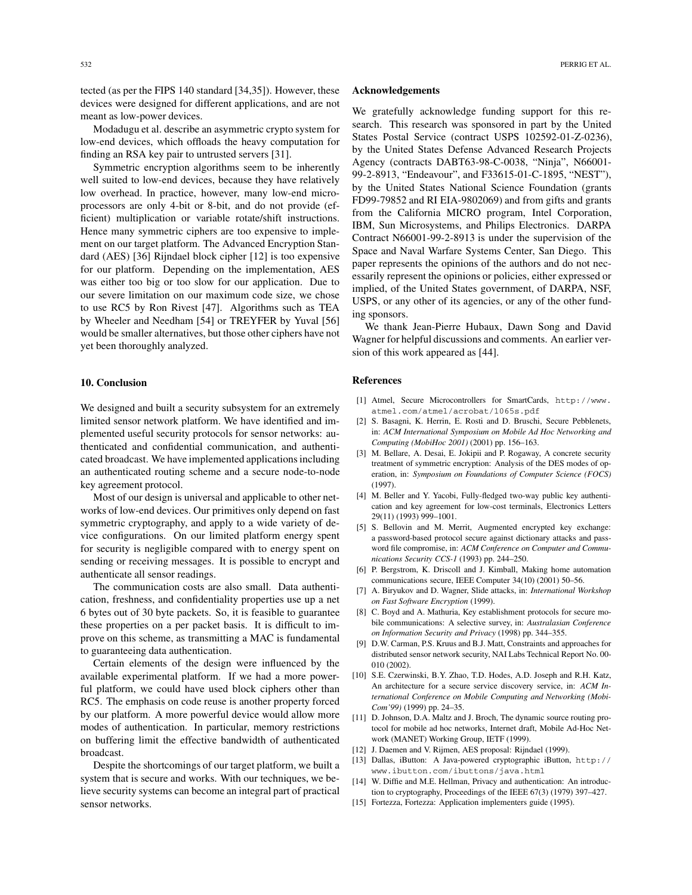tected (as per the FIPS 140 standard [34,35]). However, these devices were designed for different applications, and are not meant as low-power devices.

Modadugu et al. describe an asymmetric crypto system for low-end devices, which offloads the heavy computation for finding an RSA key pair to untrusted servers [31].

Symmetric encryption algorithms seem to be inherently well suited to low-end devices, because they have relatively low overhead. In practice, however, many low-end microprocessors are only 4-bit or 8-bit, and do not provide (efficient) multiplication or variable rotate/shift instructions. Hence many symmetric ciphers are too expensive to implement on our target platform. The Advanced Encryption Standard (AES) [36] Rijndael block cipher [12] is too expensive for our platform. Depending on the implementation, AES was either too big or too slow for our application. Due to our severe limitation on our maximum code size, we chose to use RC5 by Ron Rivest [47]. Algorithms such as TEA by Wheeler and Needham [54] or TREYFER by Yuval [56] would be smaller alternatives, but those other ciphers have not yet been thoroughly analyzed.

## 10. Conclusion

We designed and built a security subsystem for an extremely limited sensor network platform. We have identified and implemented useful security protocols for sensor networks: authenticated and confidential communication, and authenticated broadcast. We have implemented applications including an authenticated routing scheme and a secure node-to-node key agreement protocol.

Most of our design is universal and applicable to other networks of low-end devices. Our primitives only depend on fast symmetric cryptography, and apply to a wide variety of device configurations. On our limited platform energy spent for security is negligible compared with to energy spent on sending or receiving messages. It is possible to encrypt and authenticate all sensor readings.

The communication costs are also small. Data authentication, freshness, and confidentiality properties use up a net 6 bytes out of 30 byte packets. So, it is feasible to guarantee these properties on a per packet basis. It is difficult to improve on this scheme, as transmitting a MAC is fundamental to guaranteeing data authentication.

Certain elements of the design were influenced by the available experimental platform. If we had a more powerful platform, we could have used block ciphers other than RC5. The emphasis on code reuse is another property forced by our platform. A more powerful device would allow more modes of authentication. In particular, memory restrictions on buffering limit the effective bandwidth of authenticated broadcast.

Despite the shortcomings of our target platform, we built a system that is secure and works. With our techniques, we believe security systems can become an integral part of practical sensor networks.

## Acknowledgements

We gratefully acknowledge funding support for this research. This research was sponsored in part by the United States Postal Service (contract USPS 102592-01-Z-0236), by the United States Defense Advanced Research Projects Agency (contracts DABT63-98-C-0038, "Ninja", N66001-99-2-8913, "Endeavour", and F33615-01-C-1895, "NEST"), by the United States National Science Foundation (grants FD99-79852 and RI EIA-9802069) and from gifts and grants from the California MICRO program, Intel Corporation, IBM, Sun Microsystems, and Philips Electronics. DARPA Contract N66001-99-2-8913 is under the supervision of the Space and Naval Warfare Systems Center, San Diego. This paper represents the opinions of the authors and does not necessarily represent the opinions or policies, either expressed or implied, of the United States government, of DARPA, NSF, USPS, or any other of its agencies, or any of the other funding sponsors.

We thank Jean-Pierre Hubaux, Dawn Song and David Wagner for helpful discussions and comments. An earlier version of this work appeared as [44].

## References

[1] Atmel, Secure Microcontrollers for SmartCards, `http://www.atmel.com/atmel/acrobat/1065s.pdf`

[2] S. Basagni, K. Herrin, E. Rosti and D. Bruschi, Secure Pebblenets, in: *ACM International Symposium on Mobile Ad Hoc Networking and Computing (MobiHoc 2001)* (2001) pp. 156–163.

[3] M. Bellare, A. Desai, E. Jokipii and P. Rogaway, A concrete security treatment of symmetric encryption: Analysis of the DES modes of operation, in: *Symposium on Foundations of Computer Science (FOCS)* (1997).

[4] M. Beller and Y. Yacobi, Fully-fledged two-way public key authentication and key agreement for low-cost terminals, Electronics Letters 29(11) (1993) 999–1001.

[5] S. Bellovin and M. Merrit, Augmented encrypted key exchange: a password-based protocol secure against dictionary attacks and password file compromise, in: *ACM Conference on Computer and Communications Security CCS-1* (1993) pp. 244–250.

[6] P. Bergstrom, K. Driscoll and J. Kimball, Making home automation communications secure, IEEE Computer 34(10) (2001) 50–56.

[7] A. Biryukov and D. Wagner, Slide attacks, in: *International Workshop on Fast Software Encryption* (1999).

[8] C. Boyd and A. Mathuria, Key establishment protocols for secure mobile communications: A selective survey, in: *Australasian Conference on Information Security and Privacy* (1998) pp. 344–355.

[9] D.W. Carman, P.S. Kruus and B.J. Matt, Constraints and approaches for distributed sensor network security, NAI Labs Technical Report No. 00-010 (2002).

[10] S.E. Czerwinski, B.Y. Zhao, T.D. Hodes, A.D. Joseph and R.H. Katz, An architecture for a secure service discovery service, in: *ACM International Conference on Mobile Computing and Networking (MobiCom'99)* (1999) pp. 24–35.

[11] D. Johnson, D.A. Maltz and J. Broch, The dynamic source routing protocol for mobile ad hoc networks, Internet draft, Mobile Ad-Hoc Network (MANET) Working Group, IETF (1999).

[12] J. Daemen and V. Rijmen, AES proposal: Rijndael (1999).

[13] Dallas, iButton: A Java-powered cryptographic iButton, `http://www.ibutton.com/ibuttons/java.html`

[14] W. Diffie and M.E. Hellman, Privacy and authentication: An introduction to cryptography, Proceedings of the IEEE 67(3) (1979) 397–427.

[15] Fortezza, Fortezza: Application implementers guide (1995).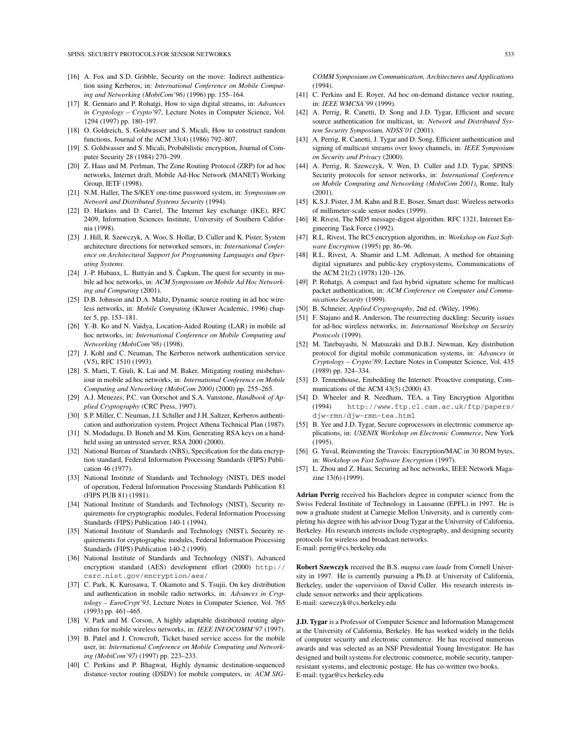[16] A. Fox and S.D. Gribble, Security on the move: Indirect authentication using Kerberos, in: *International Conference on Mobile Computing and Networking (MobiCom'96)* (1996) pp. 155–164.

[17] R. Gennaro and P. Rohatgi, How to sign digital streams, in: *Advances in Cryptology – Crypto'97*, Lecture Notes in Computer Science, Vol. 1294 (1997) pp. 180–197.

[18] O. Goldreich, S. Goldwasser and S. Micali, How to construct random functions, Journal of the ACM 33(4) (1986) 792–807.

[19] S. Goldwasser and S. Micali, Probabilistic encryption, Journal of Computer Security 28 (1984) 270–299.

[20] Z. Haas and M. Perlman, The Zone Routing Protocol (ZRP) for ad hoc networks, Internet draft, Mobile Ad-Hoc Network (MANET) Working Group, IETF (1998).

[21] N.M. Haller, The S/KEY one-time password system, in: *Symposium on Network and Distributed Systems Security* (1994).

[22] D. Harkins and D. Carrel, The Internet key exchange (IKE), RFC 2409, Information Sciences Institute, University of Southern California (1998).

[23] J. Hill, R. Szewczyk, A. Woo, S. Hollar, D. Culler and K. Pister, System architecture directions for networked sensors, in: *International Conference on Architectural Support for Programming Languages and Operating Systems*.

[24] J.-P. Hubaux, L. Buttyán and S. Čapkun, The quest for security in mobile ad hoc networks, in: *ACM Symposium on Mobile Ad Hoc Networking and Computing* (2001).

[25] D.B. Johnson and D.A. Maltz, Dynamic source routing in ad hoc wireless networks, in: *Mobile Computing* (Kluwer Academic, 1996) chapter 5, pp. 153–181.

[26] Y.-B. Ko and N. Vaidya, Location-Aided Routing (LAR) in mobile ad hoc networks, in: *International Conference on Mobile Computing and Networking (MobiCom'98)* (1998).

[27] J. Kohl and C. Neuman, The Kerberos network authentication service (V5), RFC 1510 (1993).

[28] S. Marti, T. Giuli, K. Lai and M. Baker, Mitigating routing misbehaviour in mobile ad hoc networks, in: *International Conference on Mobile Computing and Networking (MobiCom 2000)* (2000) pp. 255–265.

[29] A.J. Menezes, P.C. van Oorschot and S.A. Vanstone, *Handbook of Applied Cryptography* (CRC Press, 1997).

[30] S.P. Miller, C. Neuman, J.I. Schiller and J.H. Saltzer, Kerberos authentication and authorization system, Project Athena Technical Plan (1987).

[31] N. Modadugu, D. Boneh and M. Kim, Generating RSA keys on a handheld using an untrusted server, RSA 2000 (2000).

[32] National Bureau of Standards (NBS), Specification for the data encryption standard, Federal Information Processing Standards (FIPS) Publication 46 (1977).

[33] National Institute of Standards and Technology (NIST), DES model of operation, Federal Information Processing Standards Publication 81 (FIPS PUB 81) (1981).

[34] National Institute of Standards and Technology (NIST), Security requirements for cryptographic modules, Federal Information Processing Standards (FIPS) Publication 140-1 (1994).

[35] National Institute of Standards and Technology (NIST), Security requirements for cryptographic modules, Federal Information Processing Standards (FIPS) Publication 140-2 (1999).

[36] National Institute of Standards and Technology (NIST), Advanced encryption standard (AES) development effort (2000) `http://csrc.nist.gov/encryption/aes/`

[37] C. Park, K. Kurosawa, T. Okamoto and S. Tsujii, On key distribution and authentication in mobile radio networks, in: *Advances in Cryptology – EuroCrypt'93*, Lecture Notes in Computer Science, Vol. 765 (1993) pp. 461–465.

[38] V. Park and M. Corson, A highly adaptable distributed routing algorithm for mobile wireless networks, in: *IEEE INFOCOMM'97* (1997).

[39] B. Patel and J. Crowcroft, Ticket based service access for the mobile user, in: *International Conference on Mobile Computing and Networking (MobiCom'97)* (1997) pp. 223–233.

[40] C. Perkins and P. Bhagwat, Highly dynamic destination-sequenced distance-vector routing (DSDV) for mobile computers, in: *ACM SIGCOMM Symposium on Communication, Architectures and Applications* (1994).

[41] C. Perkins and E. Royer, Ad hoc on-demand distance vector routing, in: *IEEE WMCSA'99* (1999).

[42] A. Perrig, R. Canetti, D. Song and J.D. Tygar, Efficient and secure source authentication for multicast, in: *Network and Distributed System Security Symposium, NDSS'01* (2001).

[43] A. Perrig, R. Canetti, J. Tygar and D. Song, Efficient authentication and signing of multicast streams over lossy channels, in: *IEEE Symposium on Security and Privacy* (2000).

[44] A. Perrig, R. Szewczyk, V. Wen, D. Culler and J.D. Tygar, SPINS: Security protocols for sensor networks, in: *International Conference on Mobile Computing and Networking (MobiCom 2001)*, Rome, Italy (2001).

[45] K.S.J. Pister, J.M. Kahn and B.E. Boser, Smart dust: Wireless networks of millimeter-scale sensor nodes (1999).

[46] R. Rivest, The MD5 message-digest algorithm. RFC 1321, Internet Engineering Task Force (1992).

[47] R.L. Rivest, The RC5 encryption algorithm, in: *Workshop on Fast Software Encryption* (1995) pp. 86–96.

[48] R.L. Rivest, A. Shamir and L.M. Adleman, A method for obtaining digital signatures and public-key cryptosystems, Communications of the ACM 21(2) (1978) 120–126.

[49] P. Rohatgi, A compact and fast hybrid signature scheme for multicast packet authentication, in: *ACM Conference on Computer and Communications Security* (1999).

[50] B. Schneier, *Applied Cryptography*, 2nd ed. (Wiley, 1996).

[51] F. Stajano and R. Anderson, The resurrecting duckling: Security issues for ad-hoc wireless networks, in: *International Workshop on Security Protocols* (1999).

[52] M. Tatebayashi, N. Matsuzaki and D.B.J. Newman, Key distribution protocol for digital mobile communication systems, in: *Advances in Cryptology – Crypto'89*, Lecture Notes in Computer Science, Vol. 435 (1989) pp. 324–334.

[53] D. Tennenhouse, Embedding the Internet: Proactive computing, Communications of the ACM 43(5) (2000) 43.

[54] D. Wheeler and R. Needham, TEA, a Tiny Encryption Algorithm (1994) `http://www.ftp.cl.cam.ac.uk/ftp/papers/djw-rmn/djw-rmn-tea.html`

[55] B. Yee and J.D. Tygar, Secure coprocessors in electronic commerce applications, in: *USENIX Workshop on Electronic Commerce*, New York (1995).

[56] G. Yuval, Reinventing the Travois: Encryption/MAC in 30 ROM bytes, in: *Workshop on Fast Software Encryption* (1997).

[57] L. Zhou and Z. Haas, Securing ad hoc networks, IEEE Network Magazine 13(6) (1999).

**Adrian Perrig** received his Bachelors degree in computer science from the Swiss Federal Institute of Technology in Lausanne (EPFL) in 1997. He is now a graduate student at Carnegie Mellon University, and is currently completing his degree with his advisor Doug Tygar at the University of California, Berkeley. His research interests include cryptography, and designing security protocols for wireless and broadcast networks.
E-mail: perrig@cs.berkeley.edu

**Robert Szewczyk** received the B.S. *magna cum laude* from Cornell University in 1997. He is currently pursuing a Ph.D. at University of California, Berkeley, under the supervision of David Culler. His research interests include sensor networks and their applications.
E-mail: szewczyk@cs.berkeley.edu

**J.D. Tygar** is a Professor of Computer Science and Information Management at the University of California, Berkeley. He has worked widely in the fields of computer security and electronic commerce. He has received numerous awards and was selected as an NSF Presidential Young Investigator. He has designed and built systems for electronic commerce, mobile security, tamper-resistant systems, and electronic postage. He has co-written two books.
E-mail: tygar@cs.berkeley.edu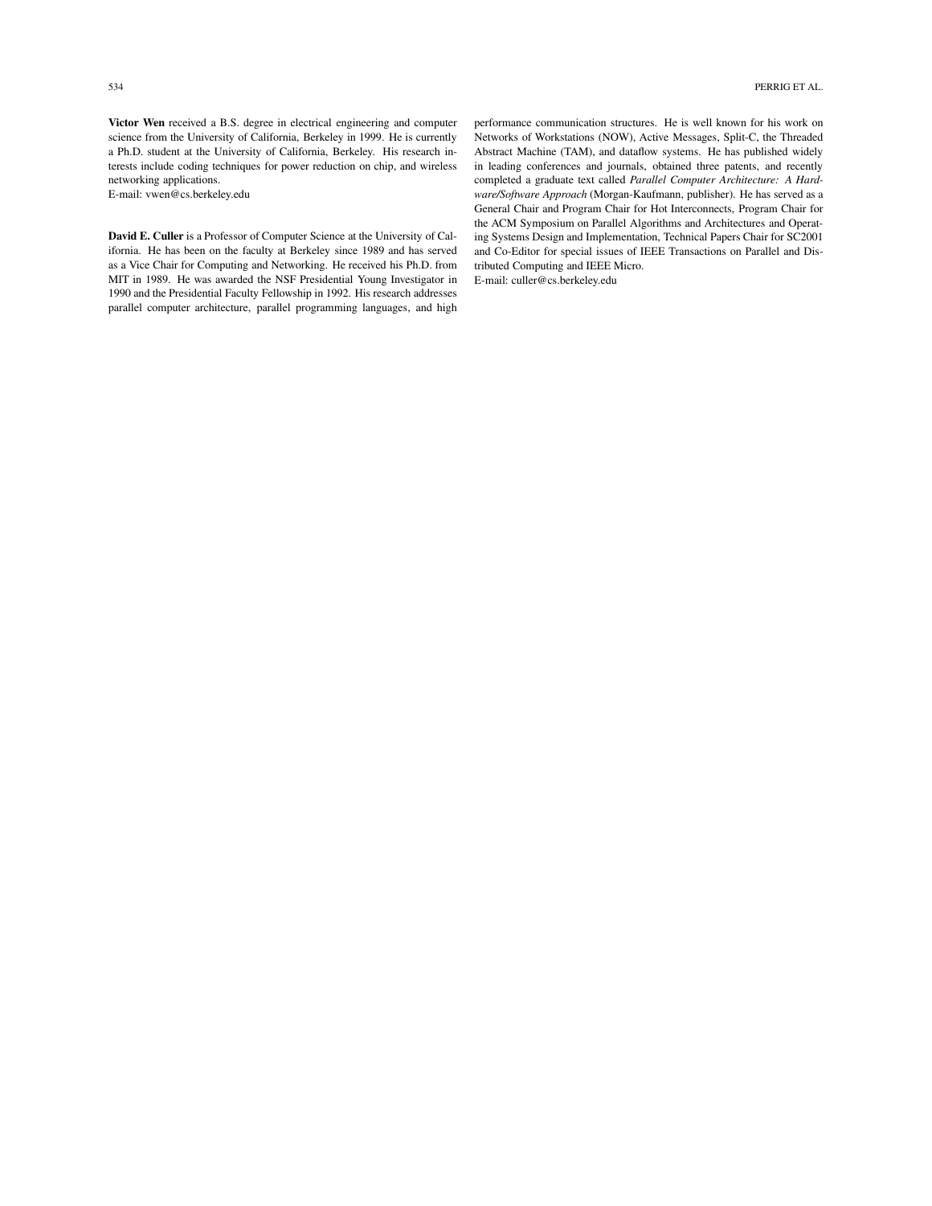**Victor Wen** received a B.S. degree in electrical engineering and computer science from the University of California, Berkeley in 1999. He is currently a Ph.D. student at the University of California, Berkeley. His research interests include coding techniques for power reduction on chip, and wireless networking applications.
E-mail: vwen@cs.berkeley.edu

**David E. Culler** is a Professor of Computer Science at the University of California. He has been on the faculty at Berkeley since 1989 and has served as a Vice Chair for Computing and Networking. He received his Ph.D. from MIT in 1989. He was awarded the NSF Presidential Young Investigator in 1990 and the Presidential Faculty Fellowship in 1992. His research addresses parallel computer architecture, parallel programming languages, and high performance communication structures. He is well known for his work on Networks of Workstations (NOW), Active Messages, Split-C, the Threaded Abstract Machine (TAM), and dataflow systems. He has published widely in leading conferences and journals, obtained three patents, and recently completed a graduate text called *Parallel Computer Architecture: A Hardware/Software Approach* (Morgan-Kaufmann, publisher). He has served as a General Chair and Program Chair for Hot Interconnects, Program Chair for the ACM Symposium on Parallel Algorithms and Architectures and Operating Systems Design and Implementation, Technical Papers Chair for SC2001 and Co-Editor for special issues of IEEE Transactions on Parallel and Distributed Computing and IEEE Micro.
E-mail: culler@cs.berkeley.edu